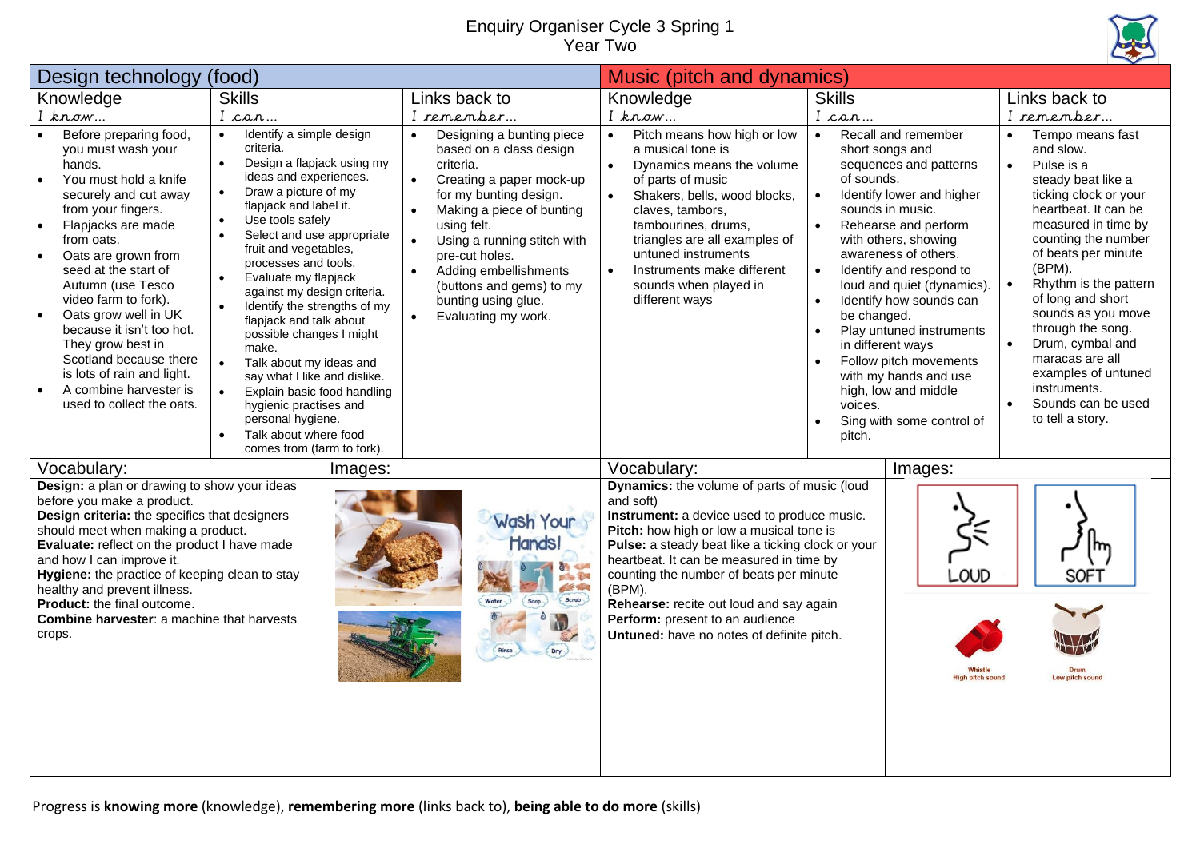# Enquiry Organiser Cycle 3 Spring 1
## Year Two

## Design technology (food)

| Knowledge<br>*I know…* | Skills<br>*I can…* | Links back to<br>*I remember…* |
|---|---|---|
| • Before preparing food, you must wash your hands.<br>• You must hold a knife securely and cut away from your fingers.<br>• Flapjacks are made from oats.<br>• Oats are grown from seed at the start of Autumn (use Tesco video farm to fork).<br>• Oats grow well in UK because it isn't too hot. They grow best in Scotland because there is lots of rain and light.<br>• A combine harvester is used to collect the oats. | • Identify a simple design criteria.<br>• Design a flapjack using my ideas and experiences.<br>• Draw a picture of my flapjack and label it.<br>• Use tools safely<br>• Select and use appropriate fruit and vegetables, processes and tools.<br>• Evaluate my flapjack against my design criteria.<br>• Identify the strengths of my flapjack and talk about possible changes I might make.<br>• Talk about my ideas and say what I like and dislike.<br>• Explain basic food handling hygienic practises and personal hygiene.<br>• Talk about where food comes from (farm to fork). | • Designing a bunting piece based on a class design criteria.<br>• Creating a paper mock-up for my bunting design.<br>• Making a piece of bunting using felt.<br>• Using a running stitch with pre-cut holes.<br>• Adding embellishments (buttons and gems) to my bunting using glue.<br>• Evaluating my work. |

### Vocabulary:

**Design:** a plan or drawing to show your ideas before you make a product.
**Design criteria:** the specifics that designers should meet when making a product.
**Evaluate:** reflect on the product I have made and how I can improve it.
**Hygiene:** the practice of keeping clean to stay healthy and prevent illness.
**Product:** the final outcome.
**Combine harvester**: a machine that harvests crops.

### Images:

Wash Your Hands!

Water · Soap · Scrub · Rinse · Dry

## Music (pitch and dynamics)

| Knowledge<br>*I know…* | Skills<br>*I can…* | Links back to<br>*I remember…* |
|---|---|---|
| • Pitch means how high or low a musical tone is<br>• Dynamics means the volume of parts of music<br>• Shakers, bells, wood blocks, claves, tambors, tambourines, drums, triangles are all examples of untuned instruments<br>• Instruments make different sounds when played in different ways | • Recall and remember short songs and sequences and patterns of sounds.<br>• Identify lower and higher sounds in music.<br>• Rehearse and perform with others, showing awareness of others.<br>• Identify and respond to loud and quiet (dynamics).<br>• Identify how sounds can be changed.<br>• Play untuned instruments in different ways<br>• Follow pitch movements with my hands and use high, low and middle voices.<br>• Sing with some control of pitch. | • Tempo means fast and slow.<br>• Pulse is a steady beat like a ticking clock or your heartbeat. It can be measured in time by counting the number of beats per minute (BPM).<br>• Rhythm is the pattern of long and short sounds as you move through the song.<br>• Drum, cymbal and maracas are all examples of untuned instruments.<br>• Sounds can be used to tell a story. |

### Vocabulary:

**Dynamics:** the volume of parts of music (loud and soft)
**Instrument:** a device used to produce music.
**Pitch:** how high or low a musical tone is
**Pulse:** a steady beat like a ticking clock or your heartbeat. It can be measured in time by counting the number of beats per minute (BPM).
**Rehearse:** recite out loud and say again
**Perform:** present to an audience
**Untuned:** have no notes of definite pitch.

### Images:

LOUD · SOFT

Whistle – High pitch sound · Drum – Low pitch sound

Progress is **knowing more** (knowledge), **remembering more** (links back to), **being able to do more** (skills)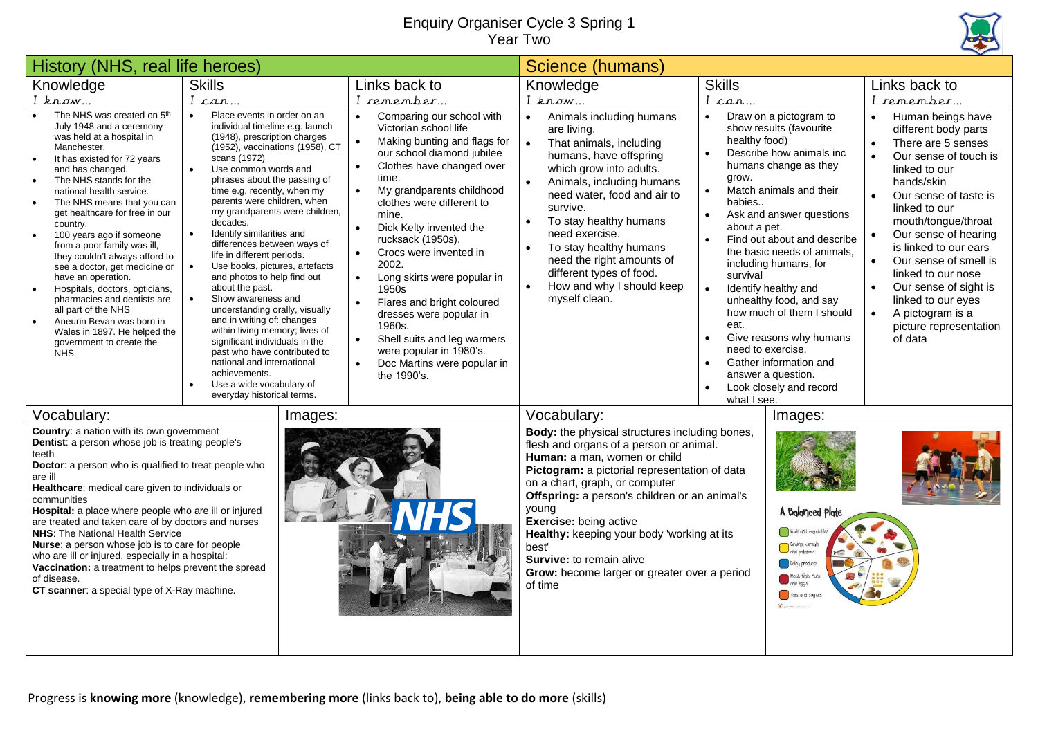# Enquiry Organiser Cycle 3 Spring 1
## Year Two

## History (NHS, real life heroes)

| Knowledge<br>*I know…* | Skills<br>*I can…* | Links back to<br>*I remember…* |
|---|---|---|
| • The NHS was created on 5th July 1948 and a ceremony was held at a hospital in Manchester.<br>• It has existed for 72 years and has changed.<br>• The NHS stands for the national health service.<br>• The NHS means that you can get healthcare for free in our country.<br>• 100 years ago if someone from a poor family was ill, they couldn't always afford to see a doctor, get medicine or have an operation.<br>• Hospitals, doctors, opticians, pharmacies and dentists are all part of the NHS<br>• Aneurin Bevan was born in Wales in 1897. He helped the government to create the NHS. | • Place events in order on an individual timeline e.g. launch (1948), prescription charges (1952), vaccinations (1958), CT scans (1972)<br>• Use common words and phrases about the passing of time e.g. recently, when my parents were children, when my grandparents were children, decades.<br>• Identify similarities and differences between ways of life in different periods.<br>• Use books, pictures, artefacts and photos to help find out about the past.<br>• Show awareness and understanding orally, visually and in writing of: changes within living memory; lives of significant individuals in the past who have contributed to national and international achievements.<br>• Use a wide vocabulary of everyday historical terms. | • Comparing our school with Victorian school life<br>• Making bunting and flags for our school diamond jubilee<br>• Clothes have changed over time.<br>• My grandparents childhood clothes were different to mine.<br>• Dick Kelty invented the rucksack (1950s).<br>• Crocs were invented in 2002.<br>• Long skirts were popular in 1950s<br>• Flares and bright coloured dresses were popular in 1960s.<br>• Shell suits and leg warmers were popular in 1980's.<br>• Doc Martins were popular in the 1990's. |

### Vocabulary:

**Country**: a nation with its own government
**Dentist**: a person whose job is treating people's teeth
**Doctor**: a person who is qualified to treat people who are ill
**Healthcare**: medical care given to individuals or communities
**Hospital:** a place where people who are ill or injured are treated and taken care of by doctors and nurses
**NHS**: The National Health Service
**Nurse**: a person whose job is to care for people who are ill or injured, especially in a hospital:
**Vaccination:** a treatment to helps prevent the spread of disease.
**CT scanner**: a special type of X-Ray machine.

### Images:

## Science (humans)

| Knowledge<br>*I know…* | Skills<br>*I can…* | Links back to<br>*I remember…* |
|---|---|---|
| • Animals including humans are living.<br>• That animals, including humans, have offspring which grow into adults.<br>• Animals, including humans need water, food and air to survive.<br>• To stay healthy humans need exercise.<br>• To stay healthy humans need the right amounts of different types of food.<br>• How and why I should keep myself clean. | • Draw on a pictogram to show results (favourite healthy food)<br>• Describe how animals inc humans change as they grow.<br>• Match animals and their babies..<br>• Ask and answer questions about a pet.<br>• Find out about and describe the basic needs of animals, including humans, for survival<br>• Identify healthy and unhealthy food, and say how much of them I should eat.<br>• Give reasons why humans need to exercise.<br>• Gather information and answer a question.<br>• Look closely and record what I see. | • Human beings have different body parts<br>• There are 5 senses<br>• Our sense of touch is linked to our hands/skin<br>• Our sense of taste is linked to our mouth/tongue/throat<br>• Our sense of hearing is linked to our ears<br>• Our sense of smell is linked to our nose<br>• Our sense of sight is linked to our eyes<br>• A pictogram is a picture representation of data |

### Vocabulary:

**Body:** the physical structures including bones, flesh and organs of a person or animal.
**Human:** a man, women or child
**Pictogram:** a pictorial representation of data on a chart, graph, or computer
**Offspring:** a person's children or an animal's young
**Exercise:** being active
**Healthy:** keeping your body 'working at its best'
**Survive:** to remain alive
**Grow:** become larger or greater over a period of time

### Images:

Progress is **knowing more** (knowledge), **remembering more** (links back to), **being able to do more** (skills)